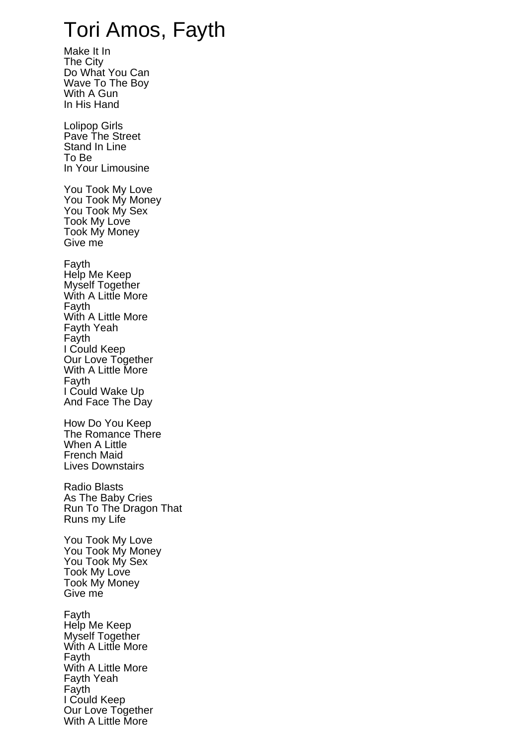# Tori Amos, Fayth

Make It In
The City
Do What You Can
Wave To The Boy
With A Gun
In His Hand

Lolipop Girls
Pave The Street
Stand In Line
To Be
In Your Limousine

You Took My Love
You Took My Money
You Took My Sex
Took My Love
Took My Money
Give me

Fayth
Help Me Keep
Myself Together
With A Little More
Fayth
With A Little More
Fayth Yeah
Fayth
I Could Keep
Our Love Together
With A Little More
Fayth
I Could Wake Up
And Face The Day

How Do You Keep
The Romance There
When A Little
French Maid
Lives Downstairs

Radio Blasts
As The Baby Cries
Run To The Dragon That
Runs my Life

You Took My Love
You Took My Money
You Took My Sex
Took My Love
Took My Money
Give me

Fayth
Help Me Keep
Myself Together
With A Little More
Fayth
With A Little More
Fayth Yeah
Fayth
I Could Keep
Our Love Together
With A Little More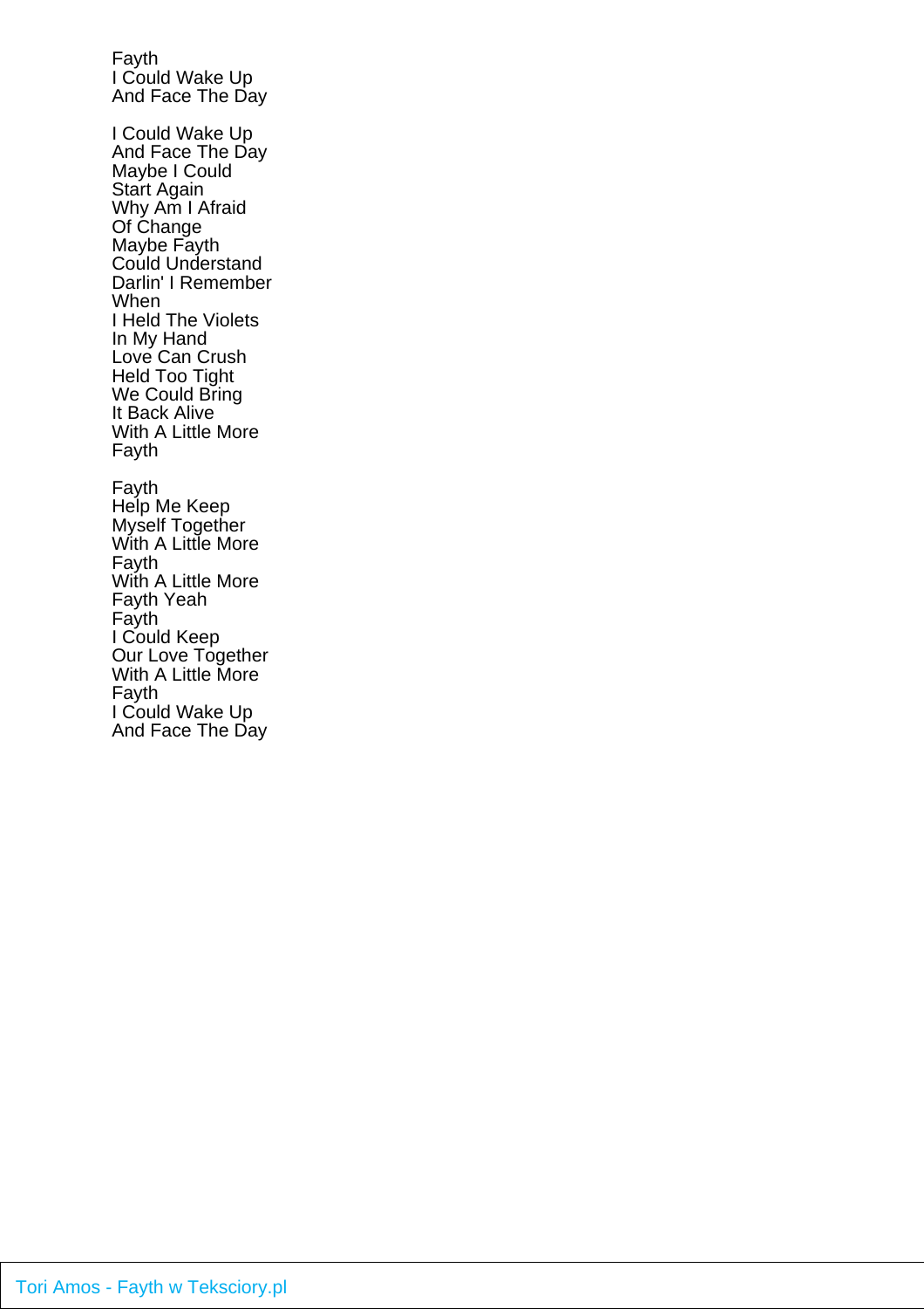Fayth
I Could Wake Up
And Face The Day

I Could Wake Up
And Face The Day
Maybe I Could
Start Again
Why Am I Afraid
Of Change
Maybe Fayth
Could Understand
Darlin' I Remember
When
I Held The Violets
In My Hand
Love Can Crush
Held Too Tight
We Could Bring
It Back Alive
With A Little More
Fayth

Fayth
Help Me Keep
Myself Together
With A Little More
Fayth
With A Little More
Fayth Yeah
Fayth
I Could Keep
Our Love Together
With A Little More
Fayth
I Could Wake Up
And Face The Day